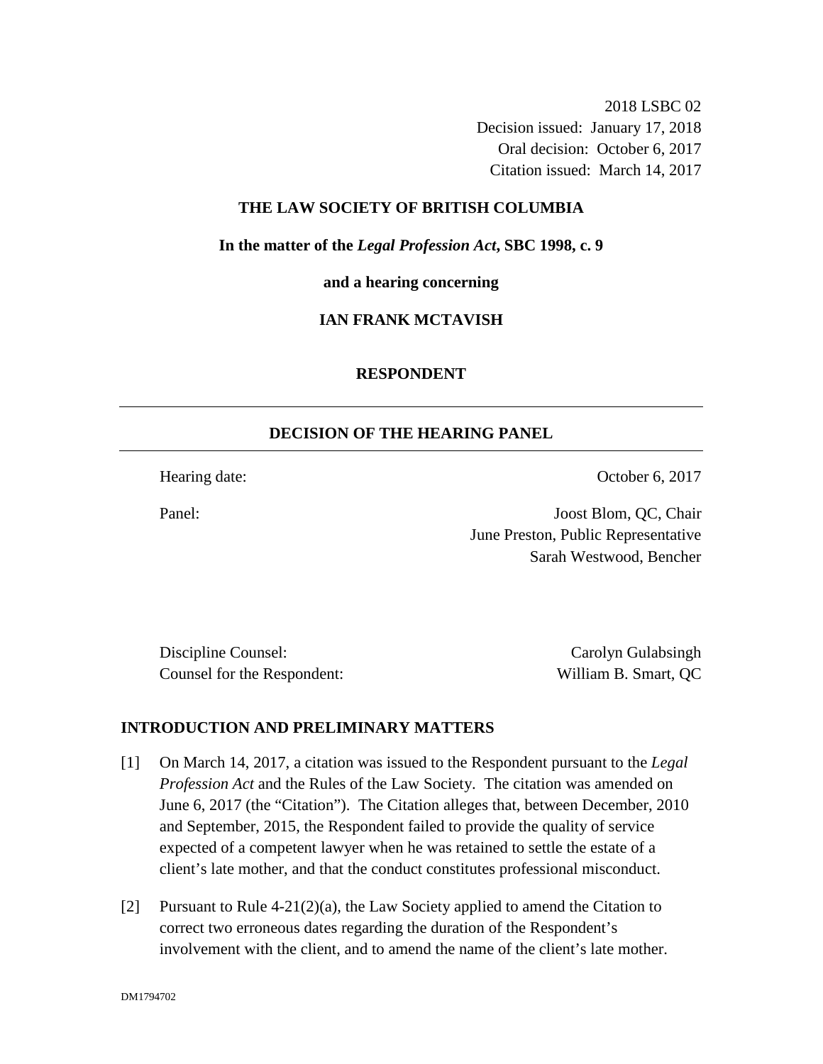2018 LSBC 02
Decision issued: January 17, 2018
Oral decision: October 6, 2017
Citation issued: March 14, 2017

**THE LAW SOCIETY OF BRITISH COLUMBIA**

**In the matter of the *Legal Profession Act*, SBC 1998, c. 9**

**and a hearing concerning**

**IAN FRANK MCTAVISH**

**RESPONDENT**

## DECISION OF THE HEARING PANEL

| | |
|---|---|
| Hearing date: | October 6, 2017 |
| Panel: | Joost Blom, QC, Chair<br>June Preston, Public Representative<br>Sarah Westwood, Bencher |

| | |
|---|---|
| Discipline Counsel: | Carolyn Gulabsingh |
| Counsel for the Respondent: | William B. Smart, QC |

## INTRODUCTION AND PRELIMINARY MATTERS

[1] On March 14, 2017, a citation was issued to the Respondent pursuant to the *Legal Profession Act* and the Rules of the Law Society. The citation was amended on June 6, 2017 (the "Citation"). The Citation alleges that, between December, 2010 and September, 2015, the Respondent failed to provide the quality of service expected of a competent lawyer when he was retained to settle the estate of a client's late mother, and that the conduct constitutes professional misconduct.

[2] Pursuant to Rule 4-21(2)(a), the Law Society applied to amend the Citation to correct two erroneous dates regarding the duration of the Respondent's involvement with the client, and to amend the name of the client's late mother.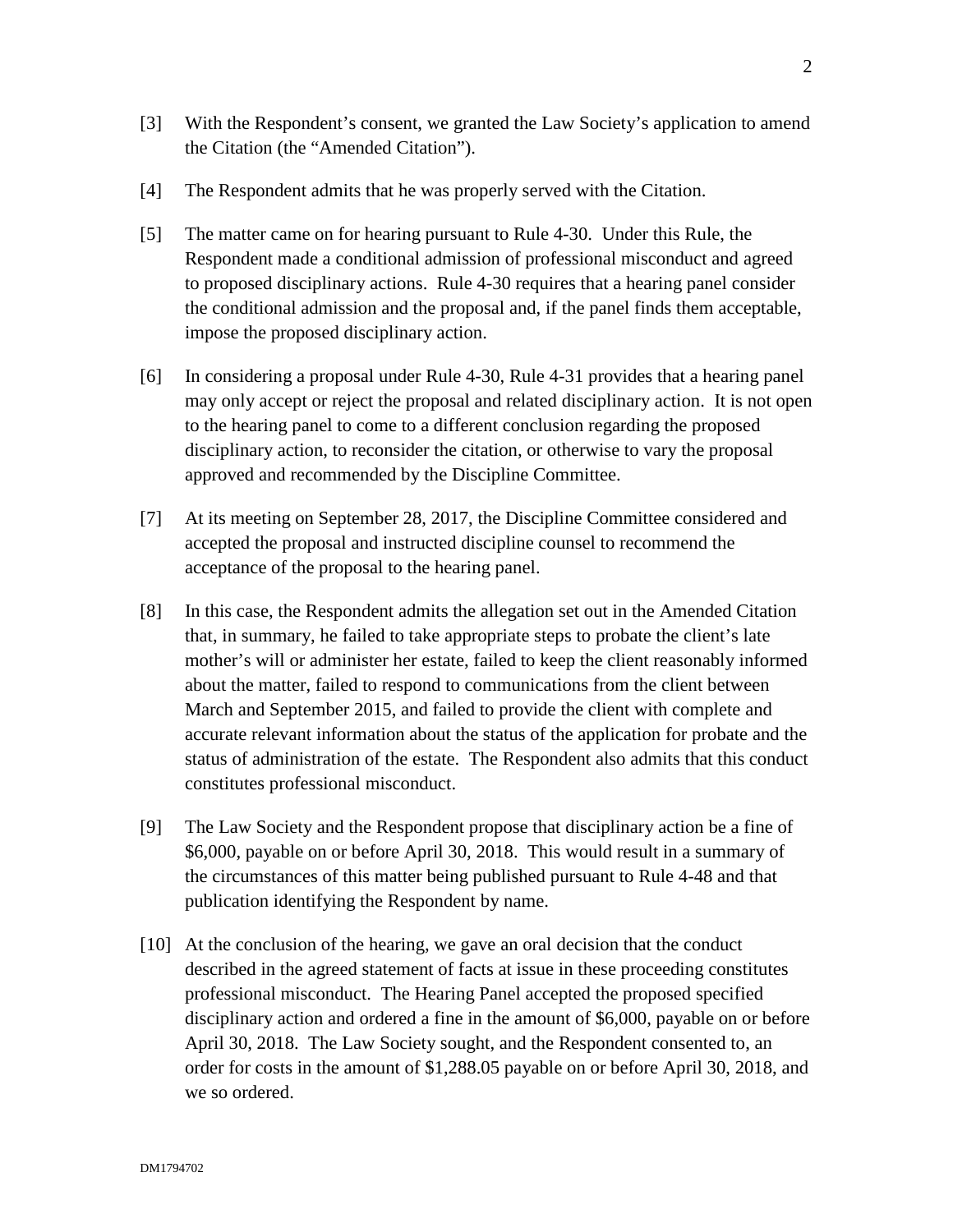[3] With the Respondent's consent, we granted the Law Society's application to amend the Citation (the "Amended Citation").

[4] The Respondent admits that he was properly served with the Citation.

[5] The matter came on for hearing pursuant to Rule 4-30. Under this Rule, the Respondent made a conditional admission of professional misconduct and agreed to proposed disciplinary actions. Rule 4-30 requires that a hearing panel consider the conditional admission and the proposal and, if the panel finds them acceptable, impose the proposed disciplinary action.

[6] In considering a proposal under Rule 4-30, Rule 4-31 provides that a hearing panel may only accept or reject the proposal and related disciplinary action. It is not open to the hearing panel to come to a different conclusion regarding the proposed disciplinary action, to reconsider the citation, or otherwise to vary the proposal approved and recommended by the Discipline Committee.

[7] At its meeting on September 28, 2017, the Discipline Committee considered and accepted the proposal and instructed discipline counsel to recommend the acceptance of the proposal to the hearing panel.

[8] In this case, the Respondent admits the allegation set out in the Amended Citation that, in summary, he failed to take appropriate steps to probate the client's late mother's will or administer her estate, failed to keep the client reasonably informed about the matter, failed to respond to communications from the client between March and September 2015, and failed to provide the client with complete and accurate relevant information about the status of the application for probate and the status of administration of the estate. The Respondent also admits that this conduct constitutes professional misconduct.

[9] The Law Society and the Respondent propose that disciplinary action be a fine of $6,000, payable on or before April 30, 2018. This would result in a summary of the circumstances of this matter being published pursuant to Rule 4-48 and that publication identifying the Respondent by name.

[10] At the conclusion of the hearing, we gave an oral decision that the conduct described in the agreed statement of facts at issue in these proceeding constitutes professional misconduct. The Hearing Panel accepted the proposed specified disciplinary action and ordered a fine in the amount of $6,000, payable on or before April 30, 2018. The Law Society sought, and the Respondent consented to, an order for costs in the amount of $1,288.05 payable on or before April 30, 2018, and we so ordered.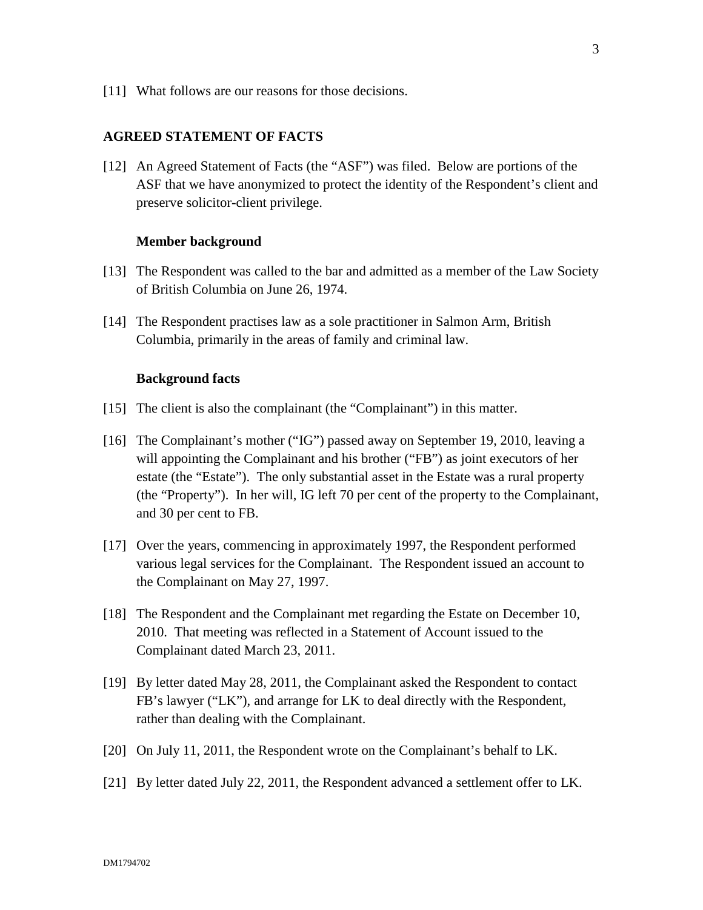[11] What follows are our reasons for those decisions.

## AGREED STATEMENT OF FACTS

[12] An Agreed Statement of Facts (the "ASF") was filed. Below are portions of the ASF that we have anonymized to protect the identity of the Respondent's client and preserve solicitor-client privilege.

### Member background

[13] The Respondent was called to the bar and admitted as a member of the Law Society of British Columbia on June 26, 1974.

[14] The Respondent practises law as a sole practitioner in Salmon Arm, British Columbia, primarily in the areas of family and criminal law.

### Background facts

[15] The client is also the complainant (the "Complainant") in this matter.

[16] The Complainant's mother ("IG") passed away on September 19, 2010, leaving a will appointing the Complainant and his brother ("FB") as joint executors of her estate (the "Estate"). The only substantial asset in the Estate was a rural property (the "Property"). In her will, IG left 70 per cent of the property to the Complainant, and 30 per cent to FB.

[17] Over the years, commencing in approximately 1997, the Respondent performed various legal services for the Complainant. The Respondent issued an account to the Complainant on May 27, 1997.

[18] The Respondent and the Complainant met regarding the Estate on December 10, 2010. That meeting was reflected in a Statement of Account issued to the Complainant dated March 23, 2011.

[19] By letter dated May 28, 2011, the Complainant asked the Respondent to contact FB's lawyer ("LK"), and arrange for LK to deal directly with the Respondent, rather than dealing with the Complainant.

[20] On July 11, 2011, the Respondent wrote on the Complainant's behalf to LK.

[21] By letter dated July 22, 2011, the Respondent advanced a settlement offer to LK.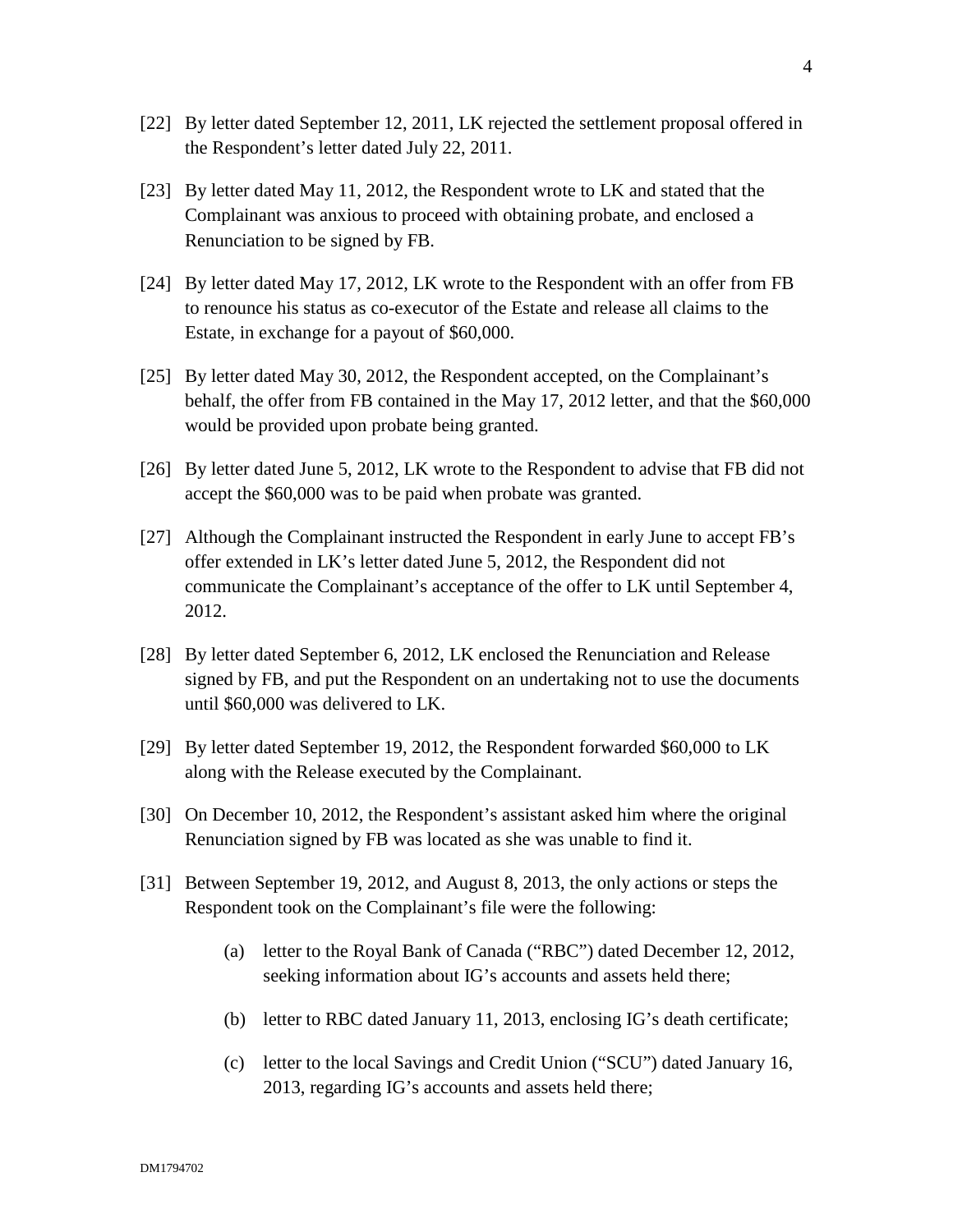[22] By letter dated September 12, 2011, LK rejected the settlement proposal offered in the Respondent's letter dated July 22, 2011.

[23] By letter dated May 11, 2012, the Respondent wrote to LK and stated that the Complainant was anxious to proceed with obtaining probate, and enclosed a Renunciation to be signed by FB.

[24] By letter dated May 17, 2012, LK wrote to the Respondent with an offer from FB to renounce his status as co-executor of the Estate and release all claims to the Estate, in exchange for a payout of $60,000.

[25] By letter dated May 30, 2012, the Respondent accepted, on the Complainant's behalf, the offer from FB contained in the May 17, 2012 letter, and that the $60,000 would be provided upon probate being granted.

[26] By letter dated June 5, 2012, LK wrote to the Respondent to advise that FB did not accept the $60,000 was to be paid when probate was granted.

[27] Although the Complainant instructed the Respondent in early June to accept FB's offer extended in LK's letter dated June 5, 2012, the Respondent did not communicate the Complainant's acceptance of the offer to LK until September 4, 2012.

[28] By letter dated September 6, 2012, LK enclosed the Renunciation and Release signed by FB, and put the Respondent on an undertaking not to use the documents until $60,000 was delivered to LK.

[29] By letter dated September 19, 2012, the Respondent forwarded $60,000 to LK along with the Release executed by the Complainant.

[30] On December 10, 2012, the Respondent's assistant asked him where the original Renunciation signed by FB was located as she was unable to find it.

[31] Between September 19, 2012, and August 8, 2013, the only actions or steps the Respondent took on the Complainant's file were the following:

(a) letter to the Royal Bank of Canada ("RBC") dated December 12, 2012, seeking information about IG's accounts and assets held there;

(b) letter to RBC dated January 11, 2013, enclosing IG's death certificate;

(c) letter to the local Savings and Credit Union ("SCU") dated January 16, 2013, regarding IG's accounts and assets held there;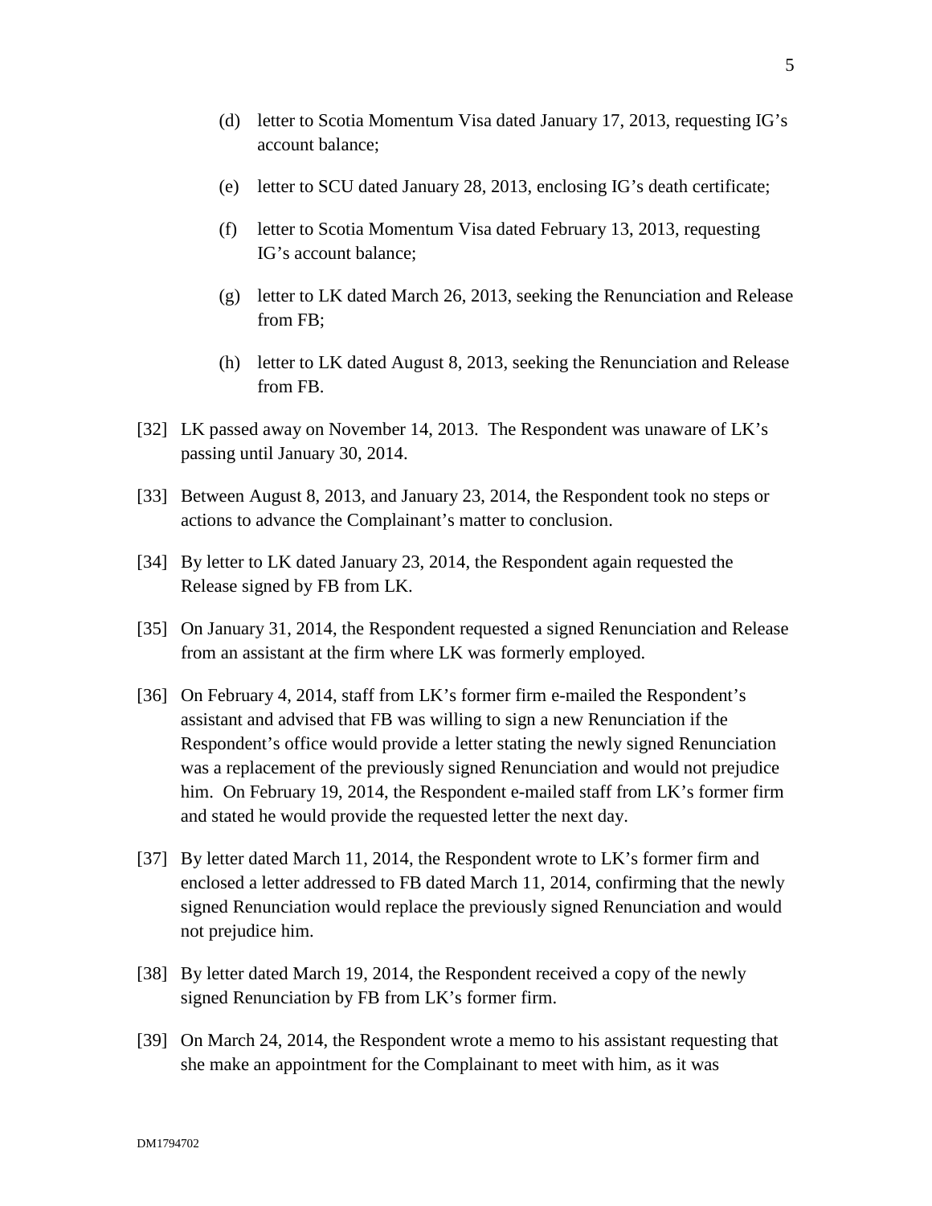(d) letter to Scotia Momentum Visa dated January 17, 2013, requesting IG's account balance;

(e) letter to SCU dated January 28, 2013, enclosing IG's death certificate;

(f) letter to Scotia Momentum Visa dated February 13, 2013, requesting IG's account balance;

(g) letter to LK dated March 26, 2013, seeking the Renunciation and Release from FB;

(h) letter to LK dated August 8, 2013, seeking the Renunciation and Release from FB.

[32] LK passed away on November 14, 2013. The Respondent was unaware of LK's passing until January 30, 2014.

[33] Between August 8, 2013, and January 23, 2014, the Respondent took no steps or actions to advance the Complainant's matter to conclusion.

[34] By letter to LK dated January 23, 2014, the Respondent again requested the Release signed by FB from LK.

[35] On January 31, 2014, the Respondent requested a signed Renunciation and Release from an assistant at the firm where LK was formerly employed.

[36] On February 4, 2014, staff from LK's former firm e-mailed the Respondent's assistant and advised that FB was willing to sign a new Renunciation if the Respondent's office would provide a letter stating the newly signed Renunciation was a replacement of the previously signed Renunciation and would not prejudice him. On February 19, 2014, the Respondent e-mailed staff from LK's former firm and stated he would provide the requested letter the next day.

[37] By letter dated March 11, 2014, the Respondent wrote to LK's former firm and enclosed a letter addressed to FB dated March 11, 2014, confirming that the newly signed Renunciation would replace the previously signed Renunciation and would not prejudice him.

[38] By letter dated March 19, 2014, the Respondent received a copy of the newly signed Renunciation by FB from LK's former firm.

[39] On March 24, 2014, the Respondent wrote a memo to his assistant requesting that she make an appointment for the Complainant to meet with him, as it was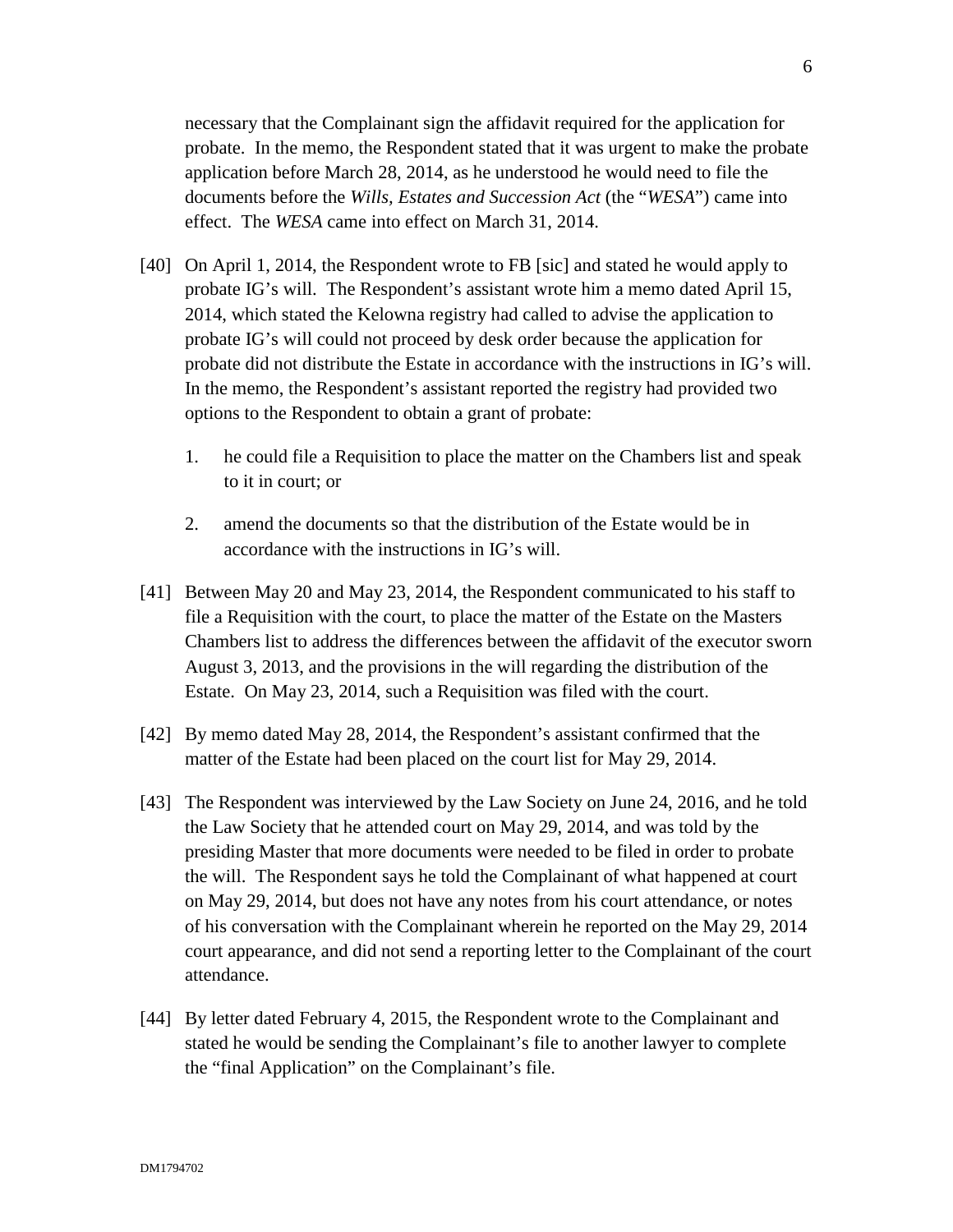necessary that the Complainant sign the affidavit required for the application for probate. In the memo, the Respondent stated that it was urgent to make the probate application before March 28, 2014, as he understood he would need to file the documents before the *Wills, Estates and Succession Act* (the "*WESA*") came into effect. The *WESA* came into effect on March 31, 2014.

[40] On April 1, 2014, the Respondent wrote to FB [sic] and stated he would apply to probate IG's will. The Respondent's assistant wrote him a memo dated April 15, 2014, which stated the Kelowna registry had called to advise the application to probate IG's will could not proceed by desk order because the application for probate did not distribute the Estate in accordance with the instructions in IG's will. In the memo, the Respondent's assistant reported the registry had provided two options to the Respondent to obtain a grant of probate:

1. he could file a Requisition to place the matter on the Chambers list and speak to it in court; or

2. amend the documents so that the distribution of the Estate would be in accordance with the instructions in IG's will.

[41] Between May 20 and May 23, 2014, the Respondent communicated to his staff to file a Requisition with the court, to place the matter of the Estate on the Masters Chambers list to address the differences between the affidavit of the executor sworn August 3, 2013, and the provisions in the will regarding the distribution of the Estate. On May 23, 2014, such a Requisition was filed with the court.

[42] By memo dated May 28, 2014, the Respondent's assistant confirmed that the matter of the Estate had been placed on the court list for May 29, 2014.

[43] The Respondent was interviewed by the Law Society on June 24, 2016, and he told the Law Society that he attended court on May 29, 2014, and was told by the presiding Master that more documents were needed to be filed in order to probate the will. The Respondent says he told the Complainant of what happened at court on May 29, 2014, but does not have any notes from his court attendance, or notes of his conversation with the Complainant wherein he reported on the May 29, 2014 court appearance, and did not send a reporting letter to the Complainant of the court attendance.

[44] By letter dated February 4, 2015, the Respondent wrote to the Complainant and stated he would be sending the Complainant's file to another lawyer to complete the "final Application" on the Complainant's file.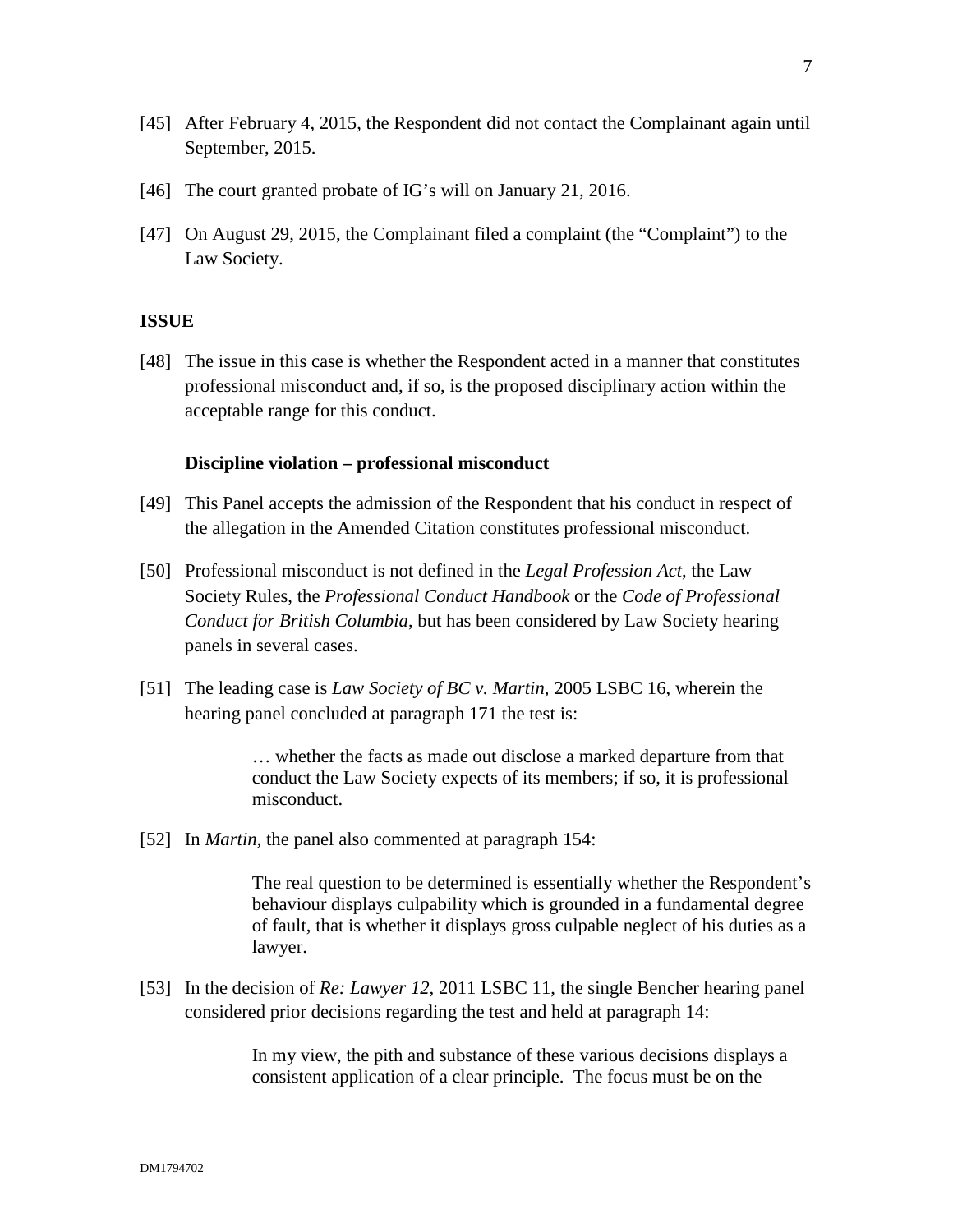[45] After February 4, 2015, the Respondent did not contact the Complainant again until September, 2015.

[46] The court granted probate of IG's will on January 21, 2016.

[47] On August 29, 2015, the Complainant filed a complaint (the "Complaint") to the Law Society.

## ISSUE

[48] The issue in this case is whether the Respondent acted in a manner that constitutes professional misconduct and, if so, is the proposed disciplinary action within the acceptable range for this conduct.

### Discipline violation – professional misconduct

[49] This Panel accepts the admission of the Respondent that his conduct in respect of the allegation in the Amended Citation constitutes professional misconduct.

[50] Professional misconduct is not defined in the *Legal Profession Act*, the Law Society Rules, the *Professional Conduct Handbook* or the *Code of Professional Conduct for British Columbia*, but has been considered by Law Society hearing panels in several cases.

[51] The leading case is *Law Society of BC v. Martin*, 2005 LSBC 16, wherein the hearing panel concluded at paragraph 171 the test is:

> … whether the facts as made out disclose a marked departure from that conduct the Law Society expects of its members; if so, it is professional misconduct.

[52] In *Martin*, the panel also commented at paragraph 154:

> The real question to be determined is essentially whether the Respondent's behaviour displays culpability which is grounded in a fundamental degree of fault, that is whether it displays gross culpable neglect of his duties as a lawyer.

[53] In the decision of *Re: Lawyer 12,* 2011 LSBC 11, the single Bencher hearing panel considered prior decisions regarding the test and held at paragraph 14:

> In my view, the pith and substance of these various decisions displays a consistent application of a clear principle. The focus must be on the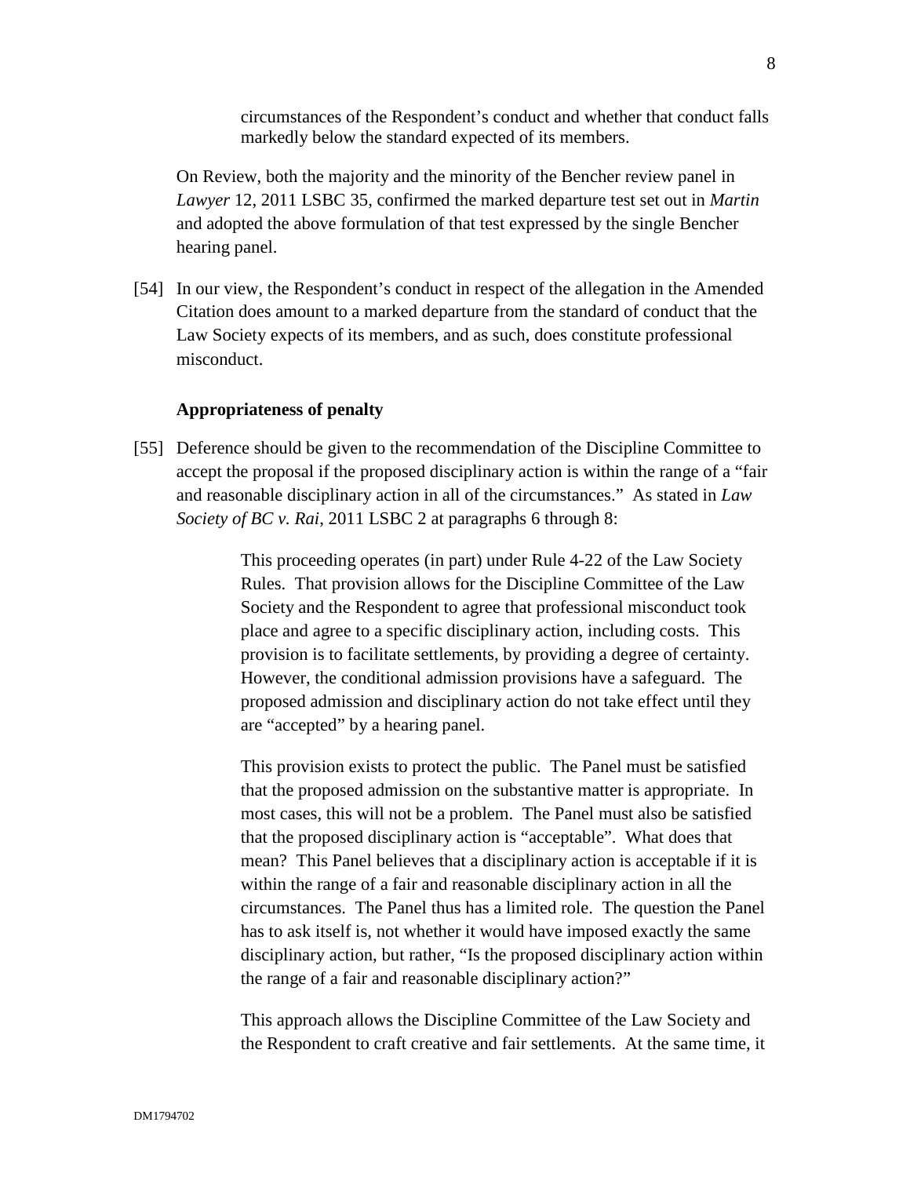> circumstances of the Respondent's conduct and whether that conduct falls markedly below the standard expected of its members.

On Review, both the majority and the minority of the Bencher review panel in *Lawyer* 12, 2011 LSBC 35, confirmed the marked departure test set out in *Martin* and adopted the above formulation of that test expressed by the single Bencher hearing panel.

[54] In our view, the Respondent's conduct in respect of the allegation in the Amended Citation does amount to a marked departure from the standard of conduct that the Law Society expects of its members, and as such, does constitute professional misconduct.

**Appropriateness of penalty**

[55] Deference should be given to the recommendation of the Discipline Committee to accept the proposal if the proposed disciplinary action is within the range of a "fair and reasonable disciplinary action in all of the circumstances." As stated in *Law Society of BC v. Rai*, 2011 LSBC 2 at paragraphs 6 through 8:

> This proceeding operates (in part) under Rule 4-22 of the Law Society Rules. That provision allows for the Discipline Committee of the Law Society and the Respondent to agree that professional misconduct took place and agree to a specific disciplinary action, including costs. This provision is to facilitate settlements, by providing a degree of certainty. However, the conditional admission provisions have a safeguard. The proposed admission and disciplinary action do not take effect until they are "accepted" by a hearing panel.
>
> This provision exists to protect the public. The Panel must be satisfied that the proposed admission on the substantive matter is appropriate. In most cases, this will not be a problem. The Panel must also be satisfied that the proposed disciplinary action is "acceptable". What does that mean? This Panel believes that a disciplinary action is acceptable if it is within the range of a fair and reasonable disciplinary action in all the circumstances. The Panel thus has a limited role. The question the Panel has to ask itself is, not whether it would have imposed exactly the same disciplinary action, but rather, "Is the proposed disciplinary action within the range of a fair and reasonable disciplinary action?"
>
> This approach allows the Discipline Committee of the Law Society and the Respondent to craft creative and fair settlements. At the same time, it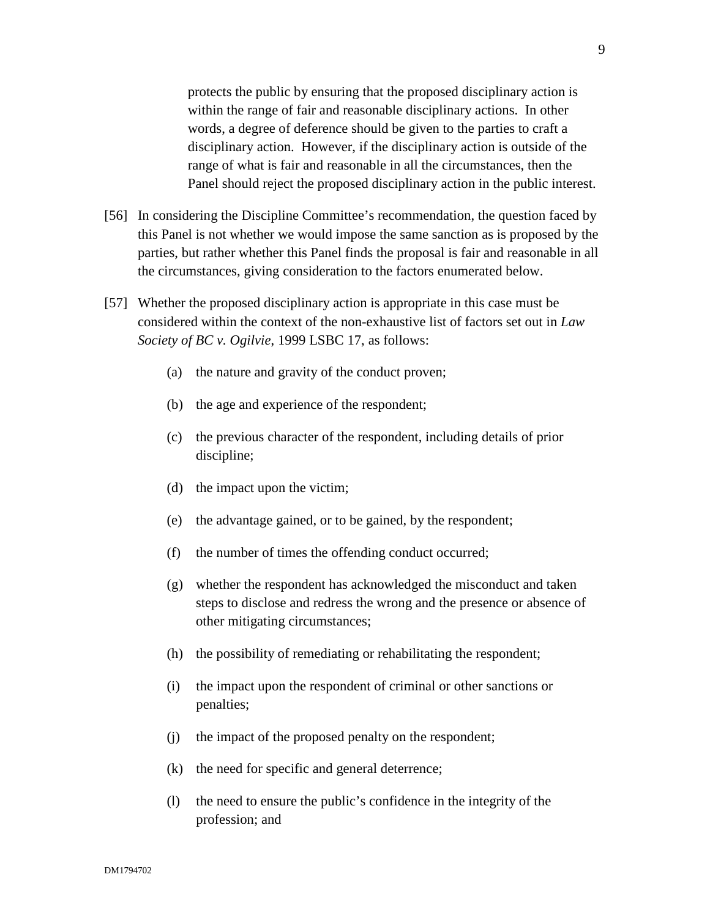protects the public by ensuring that the proposed disciplinary action is within the range of fair and reasonable disciplinary actions. In other words, a degree of deference should be given to the parties to craft a disciplinary action. However, if the disciplinary action is outside of the range of what is fair and reasonable in all the circumstances, then the Panel should reject the proposed disciplinary action in the public interest.

[56] In considering the Discipline Committee's recommendation, the question faced by this Panel is not whether we would impose the same sanction as is proposed by the parties, but rather whether this Panel finds the proposal is fair and reasonable in all the circumstances, giving consideration to the factors enumerated below.

[57] Whether the proposed disciplinary action is appropriate in this case must be considered within the context of the non-exhaustive list of factors set out in *Law Society of BC v. Ogilvie*, 1999 LSBC 17, as follows:

(a) the nature and gravity of the conduct proven;

(b) the age and experience of the respondent;

(c) the previous character of the respondent, including details of prior discipline;

(d) the impact upon the victim;

(e) the advantage gained, or to be gained, by the respondent;

(f) the number of times the offending conduct occurred;

(g) whether the respondent has acknowledged the misconduct and taken steps to disclose and redress the wrong and the presence or absence of other mitigating circumstances;

(h) the possibility of remediating or rehabilitating the respondent;

(i) the impact upon the respondent of criminal or other sanctions or penalties;

(j) the impact of the proposed penalty on the respondent;

(k) the need for specific and general deterrence;

(l) the need to ensure the public's confidence in the integrity of the profession; and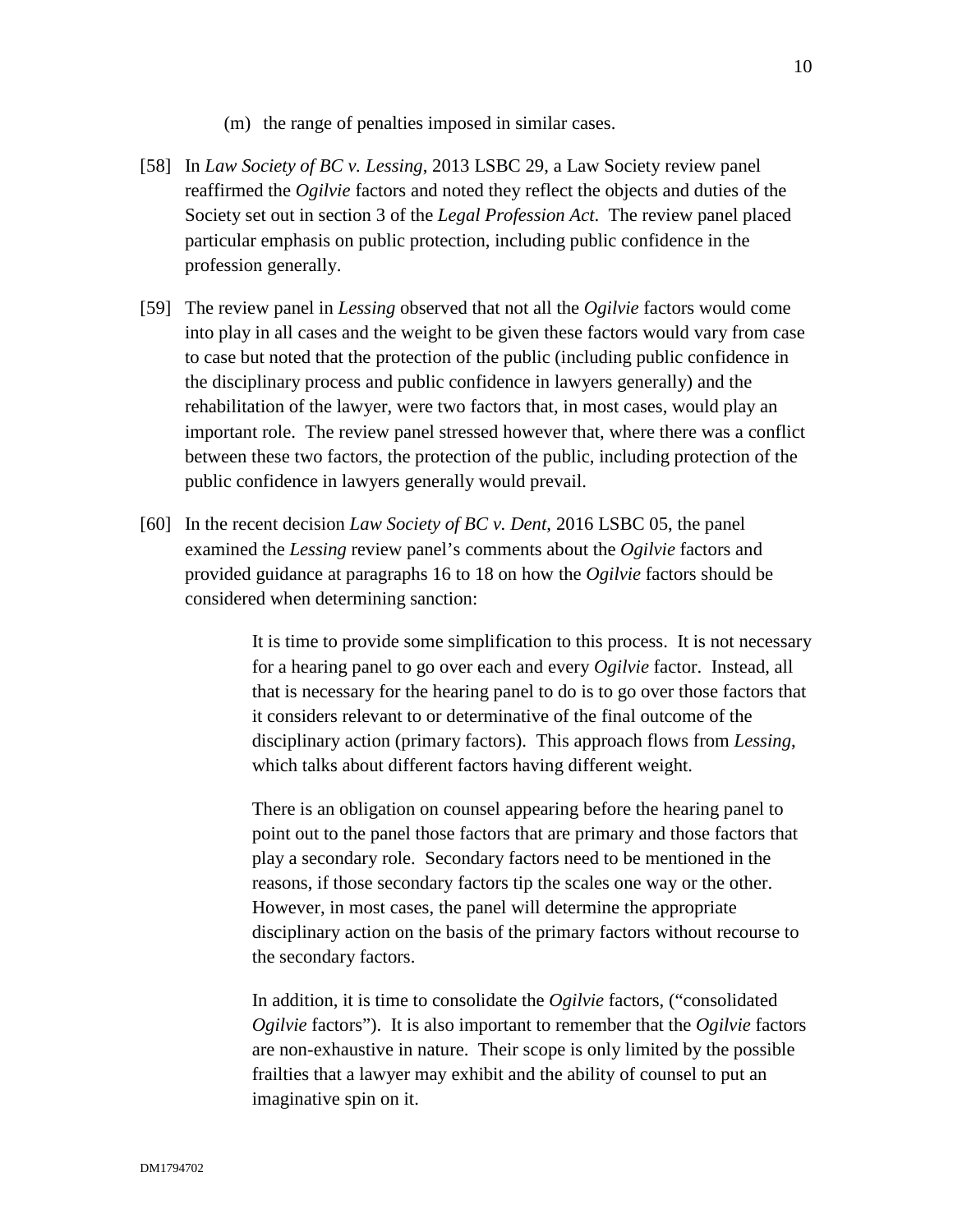(m) the range of penalties imposed in similar cases.

[58] In *Law Society of BC v. Lessing*, 2013 LSBC 29, a Law Society review panel reaffirmed the *Ogilvie* factors and noted they reflect the objects and duties of the Society set out in section 3 of the *Legal Profession Act*. The review panel placed particular emphasis on public protection, including public confidence in the profession generally.

[59] The review panel in *Lessing* observed that not all the *Ogilvie* factors would come into play in all cases and the weight to be given these factors would vary from case to case but noted that the protection of the public (including public confidence in the disciplinary process and public confidence in lawyers generally) and the rehabilitation of the lawyer, were two factors that, in most cases, would play an important role. The review panel stressed however that, where there was a conflict between these two factors, the protection of the public, including protection of the public confidence in lawyers generally would prevail.

[60] In the recent decision *Law Society of BC v. Dent*, 2016 LSBC 05, the panel examined the *Lessing* review panel's comments about the *Ogilvie* factors and provided guidance at paragraphs 16 to 18 on how the *Ogilvie* factors should be considered when determining sanction:

> It is time to provide some simplification to this process. It is not necessary for a hearing panel to go over each and every *Ogilvie* factor. Instead, all that is necessary for the hearing panel to do is to go over those factors that it considers relevant to or determinative of the final outcome of the disciplinary action (primary factors). This approach flows from *Lessing*, which talks about different factors having different weight.
>
> There is an obligation on counsel appearing before the hearing panel to point out to the panel those factors that are primary and those factors that play a secondary role. Secondary factors need to be mentioned in the reasons, if those secondary factors tip the scales one way or the other. However, in most cases, the panel will determine the appropriate disciplinary action on the basis of the primary factors without recourse to the secondary factors.
>
> In addition, it is time to consolidate the *Ogilvie* factors, ("consolidated *Ogilvie* factors"). It is also important to remember that the *Ogilvie* factors are non-exhaustive in nature. Their scope is only limited by the possible frailties that a lawyer may exhibit and the ability of counsel to put an imaginative spin on it.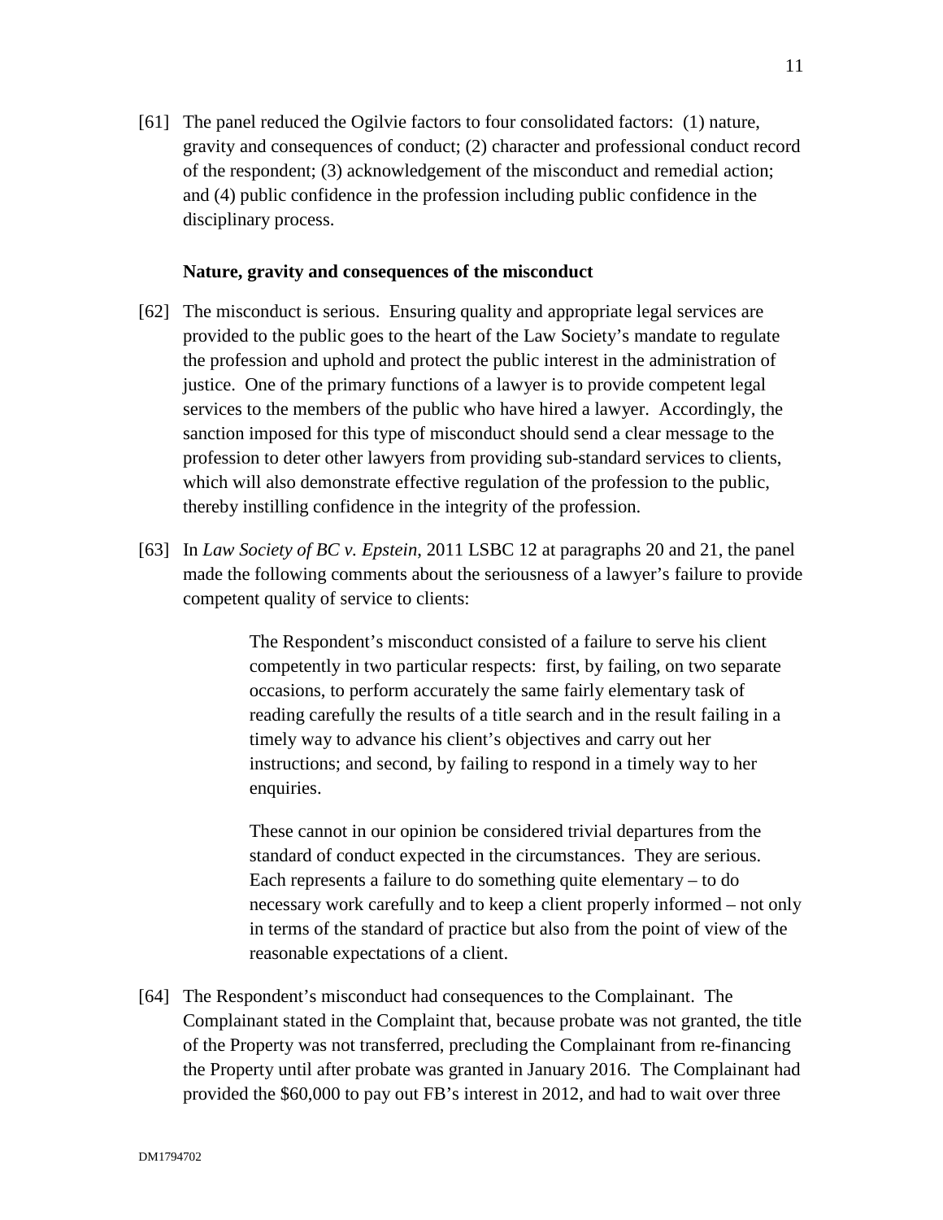[61] The panel reduced the Ogilvie factors to four consolidated factors: (1) nature, gravity and consequences of conduct; (2) character and professional conduct record of the respondent; (3) acknowledgement of the misconduct and remedial action; and (4) public confidence in the profession including public confidence in the disciplinary process.

**Nature, gravity and consequences of the misconduct**

[62] The misconduct is serious. Ensuring quality and appropriate legal services are provided to the public goes to the heart of the Law Society's mandate to regulate the profession and uphold and protect the public interest in the administration of justice. One of the primary functions of a lawyer is to provide competent legal services to the members of the public who have hired a lawyer. Accordingly, the sanction imposed for this type of misconduct should send a clear message to the profession to deter other lawyers from providing sub-standard services to clients, which will also demonstrate effective regulation of the profession to the public, thereby instilling confidence in the integrity of the profession.

[63] In *Law Society of BC v. Epstein*, 2011 LSBC 12 at paragraphs 20 and 21, the panel made the following comments about the seriousness of a lawyer's failure to provide competent quality of service to clients:

> The Respondent's misconduct consisted of a failure to serve his client competently in two particular respects: first, by failing, on two separate occasions, to perform accurately the same fairly elementary task of reading carefully the results of a title search and in the result failing in a timely way to advance his client's objectives and carry out her instructions; and second, by failing to respond in a timely way to her enquiries.
>
> These cannot in our opinion be considered trivial departures from the standard of conduct expected in the circumstances. They are serious. Each represents a failure to do something quite elementary – to do necessary work carefully and to keep a client properly informed – not only in terms of the standard of practice but also from the point of view of the reasonable expectations of a client.

[64] The Respondent's misconduct had consequences to the Complainant. The Complainant stated in the Complaint that, because probate was not granted, the title of the Property was not transferred, precluding the Complainant from re-financing the Property until after probate was granted in January 2016. The Complainant had provided the $60,000 to pay out FB's interest in 2012, and had to wait over three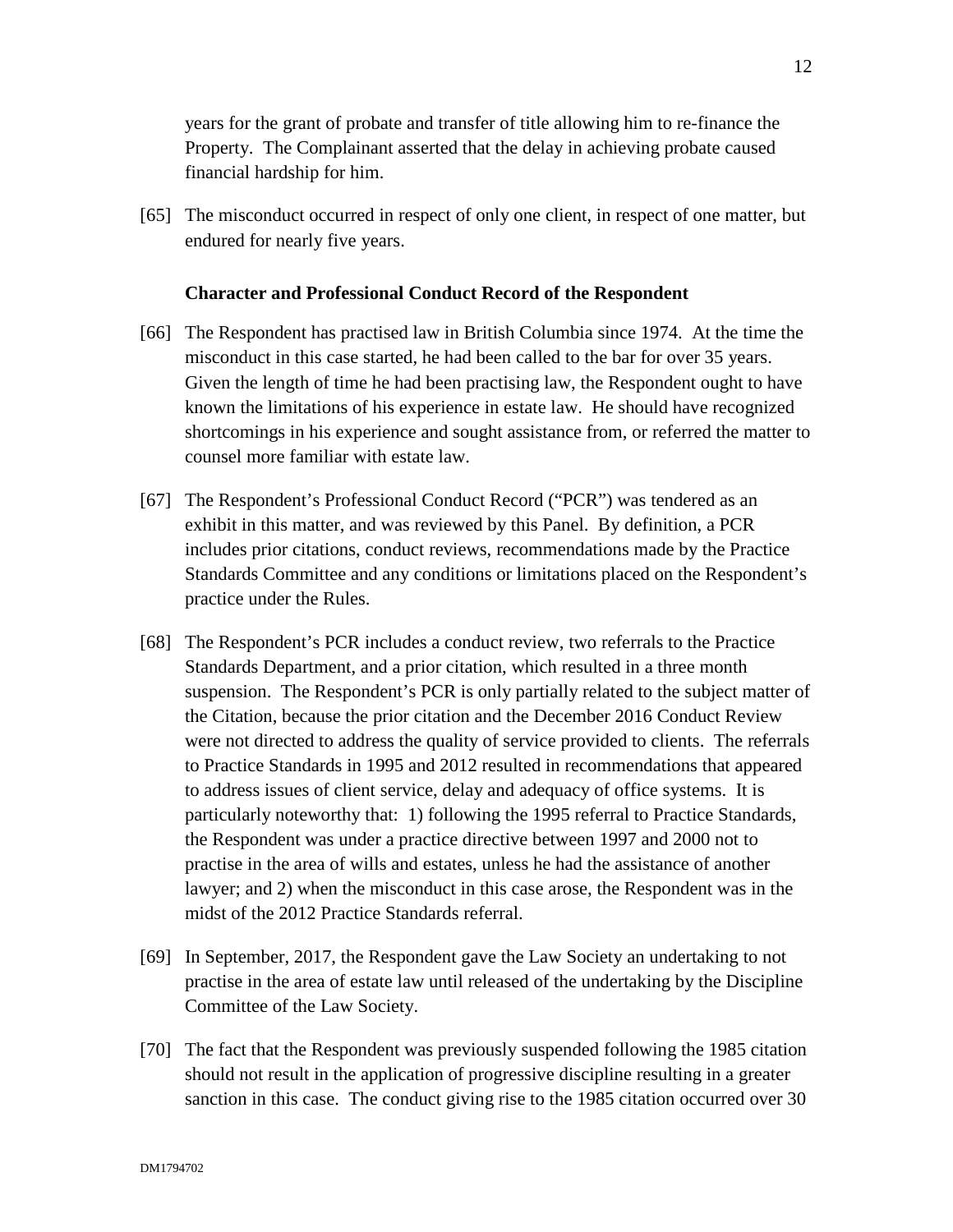years for the grant of probate and transfer of title allowing him to re-finance the Property. The Complainant asserted that the delay in achieving probate caused financial hardship for him.

[65] The misconduct occurred in respect of only one client, in respect of one matter, but endured for nearly five years.

### Character and Professional Conduct Record of the Respondent

[66] The Respondent has practised law in British Columbia since 1974. At the time the misconduct in this case started, he had been called to the bar for over 35 years. Given the length of time he had been practising law, the Respondent ought to have known the limitations of his experience in estate law. He should have recognized shortcomings in his experience and sought assistance from, or referred the matter to counsel more familiar with estate law.

[67] The Respondent's Professional Conduct Record ("PCR") was tendered as an exhibit in this matter, and was reviewed by this Panel. By definition, a PCR includes prior citations, conduct reviews, recommendations made by the Practice Standards Committee and any conditions or limitations placed on the Respondent's practice under the Rules.

[68] The Respondent's PCR includes a conduct review, two referrals to the Practice Standards Department, and a prior citation, which resulted in a three month suspension. The Respondent's PCR is only partially related to the subject matter of the Citation, because the prior citation and the December 2016 Conduct Review were not directed to address the quality of service provided to clients. The referrals to Practice Standards in 1995 and 2012 resulted in recommendations that appeared to address issues of client service, delay and adequacy of office systems. It is particularly noteworthy that: 1) following the 1995 referral to Practice Standards, the Respondent was under a practice directive between 1997 and 2000 not to practise in the area of wills and estates, unless he had the assistance of another lawyer; and 2) when the misconduct in this case arose, the Respondent was in the midst of the 2012 Practice Standards referral.

[69] In September, 2017, the Respondent gave the Law Society an undertaking to not practise in the area of estate law until released of the undertaking by the Discipline Committee of the Law Society.

[70] The fact that the Respondent was previously suspended following the 1985 citation should not result in the application of progressive discipline resulting in a greater sanction in this case. The conduct giving rise to the 1985 citation occurred over 30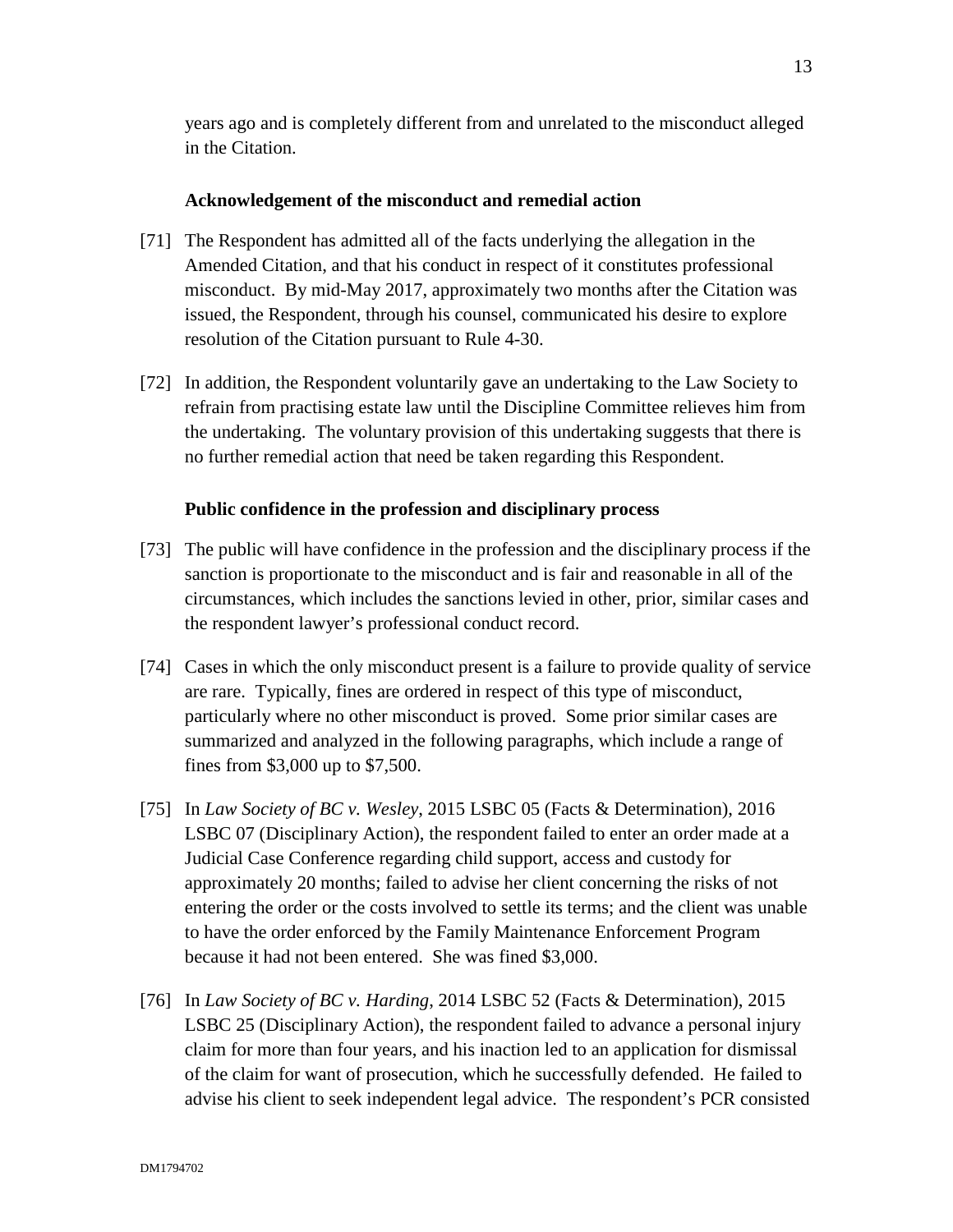years ago and is completely different from and unrelated to the misconduct alleged in the Citation.

**Acknowledgement of the misconduct and remedial action**

[71] The Respondent has admitted all of the facts underlying the allegation in the Amended Citation, and that his conduct in respect of it constitutes professional misconduct. By mid-May 2017, approximately two months after the Citation was issued, the Respondent, through his counsel, communicated his desire to explore resolution of the Citation pursuant to Rule 4-30.

[72] In addition, the Respondent voluntarily gave an undertaking to the Law Society to refrain from practising estate law until the Discipline Committee relieves him from the undertaking. The voluntary provision of this undertaking suggests that there is no further remedial action that need be taken regarding this Respondent.

**Public confidence in the profession and disciplinary process**

[73] The public will have confidence in the profession and the disciplinary process if the sanction is proportionate to the misconduct and is fair and reasonable in all of the circumstances, which includes the sanctions levied in other, prior, similar cases and the respondent lawyer's professional conduct record.

[74] Cases in which the only misconduct present is a failure to provide quality of service are rare. Typically, fines are ordered in respect of this type of misconduct, particularly where no other misconduct is proved. Some prior similar cases are summarized and analyzed in the following paragraphs, which include a range of fines from $3,000 up to $7,500.

[75] In *Law Society of BC v. Wesley*, 2015 LSBC 05 (Facts & Determination), 2016 LSBC 07 (Disciplinary Action), the respondent failed to enter an order made at a Judicial Case Conference regarding child support, access and custody for approximately 20 months; failed to advise her client concerning the risks of not entering the order or the costs involved to settle its terms; and the client was unable to have the order enforced by the Family Maintenance Enforcement Program because it had not been entered. She was fined $3,000.

[76] In *Law Society of BC v. Harding*, 2014 LSBC 52 (Facts & Determination), 2015 LSBC 25 (Disciplinary Action), the respondent failed to advance a personal injury claim for more than four years, and his inaction led to an application for dismissal of the claim for want of prosecution, which he successfully defended. He failed to advise his client to seek independent legal advice. The respondent's PCR consisted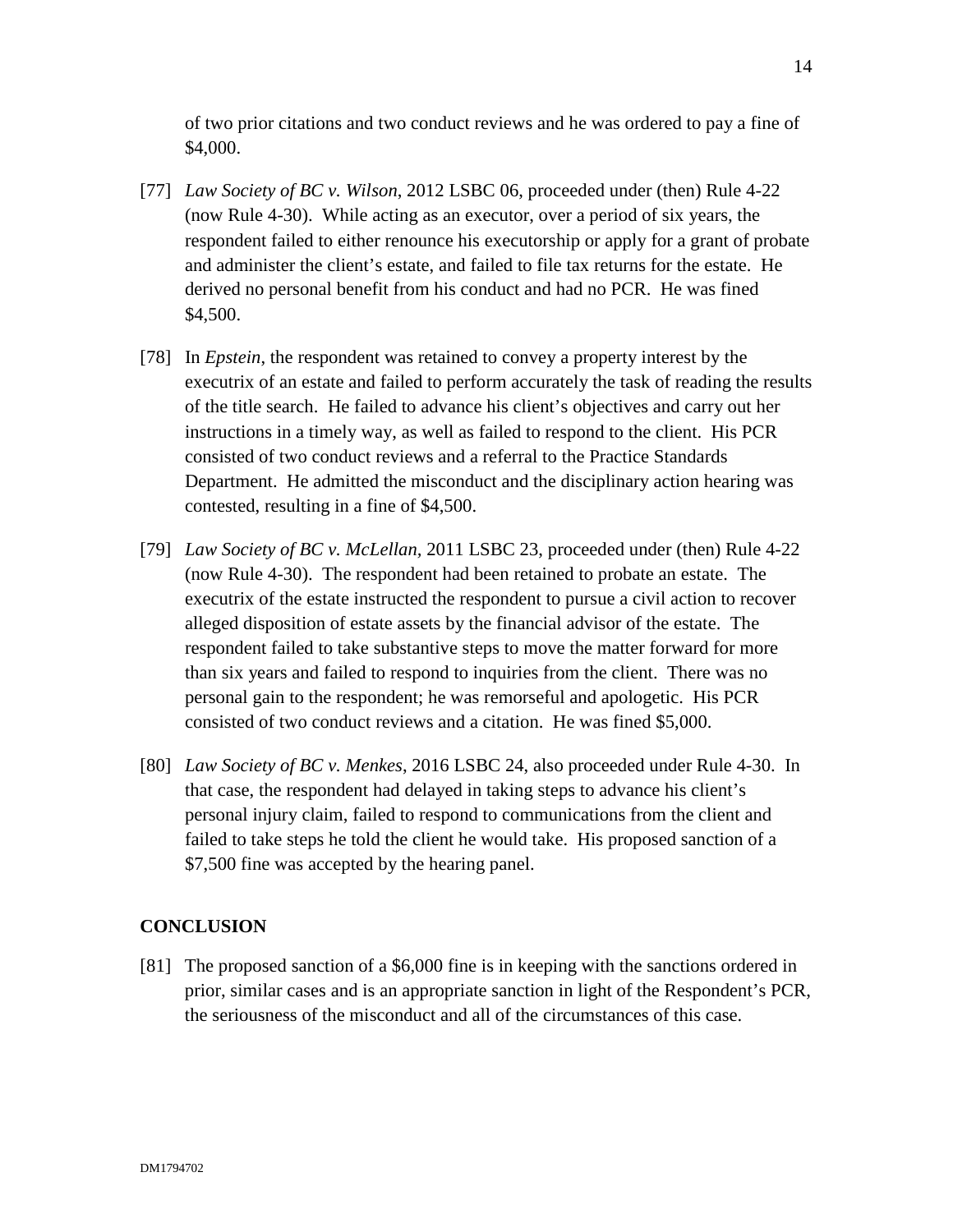of two prior citations and two conduct reviews and he was ordered to pay a fine of $4,000.

[77] *Law Society of BC v. Wilson*, 2012 LSBC 06, proceeded under (then) Rule 4-22 (now Rule 4-30). While acting as an executor, over a period of six years, the respondent failed to either renounce his executorship or apply for a grant of probate and administer the client's estate, and failed to file tax returns for the estate. He derived no personal benefit from his conduct and had no PCR. He was fined $4,500.

[78] In *Epstein*, the respondent was retained to convey a property interest by the executrix of an estate and failed to perform accurately the task of reading the results of the title search. He failed to advance his client's objectives and carry out her instructions in a timely way, as well as failed to respond to the client. His PCR consisted of two conduct reviews and a referral to the Practice Standards Department. He admitted the misconduct and the disciplinary action hearing was contested, resulting in a fine of $4,500.

[79] *Law Society of BC v. McLellan*, 2011 LSBC 23, proceeded under (then) Rule 4-22 (now Rule 4-30). The respondent had been retained to probate an estate. The executrix of the estate instructed the respondent to pursue a civil action to recover alleged disposition of estate assets by the financial advisor of the estate. The respondent failed to take substantive steps to move the matter forward for more than six years and failed to respond to inquiries from the client. There was no personal gain to the respondent; he was remorseful and apologetic. His PCR consisted of two conduct reviews and a citation. He was fined $5,000.

[80] *Law Society of BC v. Menkes*, 2016 LSBC 24, also proceeded under Rule 4-30. In that case, the respondent had delayed in taking steps to advance his client's personal injury claim, failed to respond to communications from the client and failed to take steps he told the client he would take. His proposed sanction of a $7,500 fine was accepted by the hearing panel.

## CONCLUSION

[81] The proposed sanction of a $6,000 fine is in keeping with the sanctions ordered in prior, similar cases and is an appropriate sanction in light of the Respondent's PCR, the seriousness of the misconduct and all of the circumstances of this case.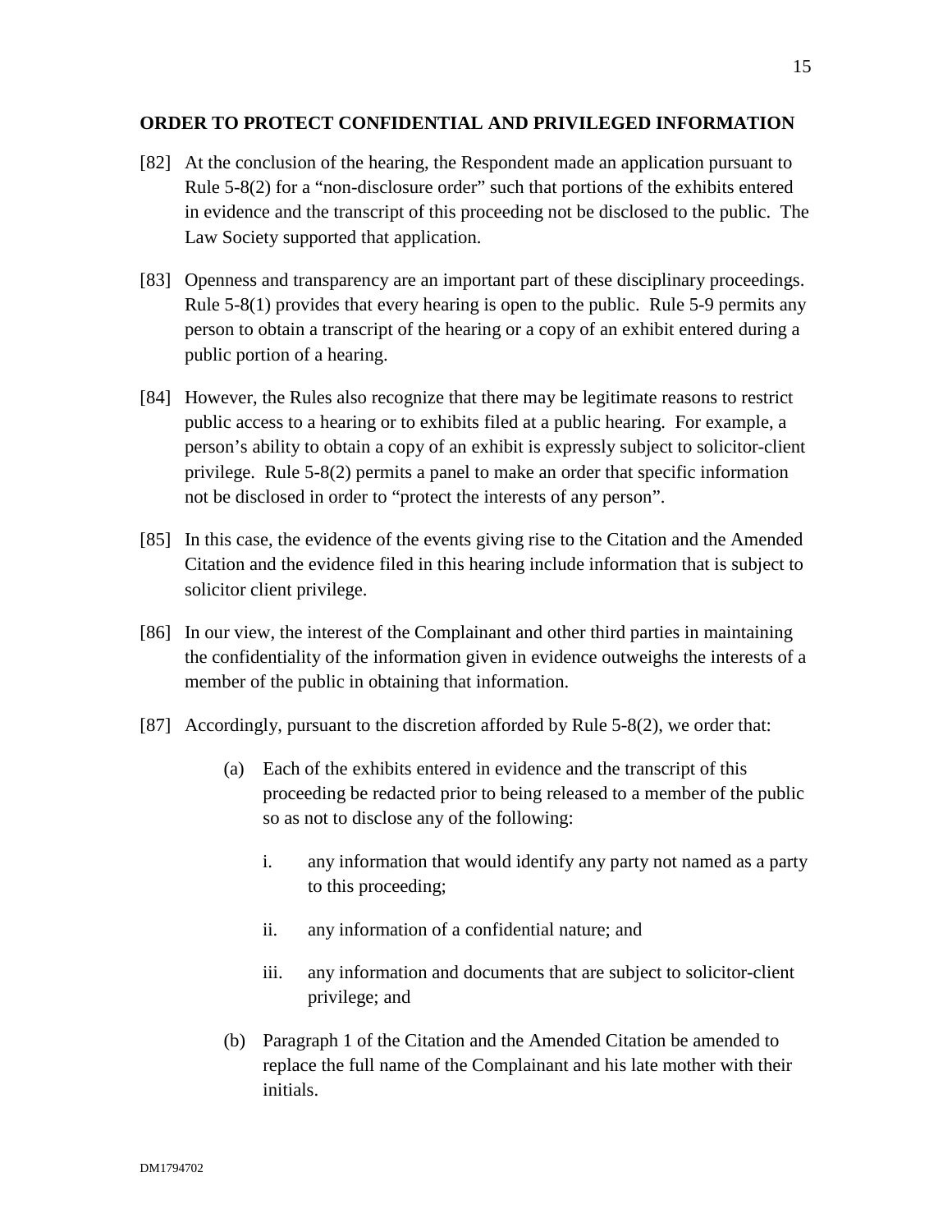## ORDER TO PROTECT CONFIDENTIAL AND PRIVILEGED INFORMATION

[82] At the conclusion of the hearing, the Respondent made an application pursuant to Rule 5-8(2) for a "non-disclosure order" such that portions of the exhibits entered in evidence and the transcript of this proceeding not be disclosed to the public. The Law Society supported that application.

[83] Openness and transparency are an important part of these disciplinary proceedings. Rule 5-8(1) provides that every hearing is open to the public. Rule 5-9 permits any person to obtain a transcript of the hearing or a copy of an exhibit entered during a public portion of a hearing.

[84] However, the Rules also recognize that there may be legitimate reasons to restrict public access to a hearing or to exhibits filed at a public hearing. For example, a person's ability to obtain a copy of an exhibit is expressly subject to solicitor-client privilege. Rule 5-8(2) permits a panel to make an order that specific information not be disclosed in order to "protect the interests of any person".

[85] In this case, the evidence of the events giving rise to the Citation and the Amended Citation and the evidence filed in this hearing include information that is subject to solicitor client privilege.

[86] In our view, the interest of the Complainant and other third parties in maintaining the confidentiality of the information given in evidence outweighs the interests of a member of the public in obtaining that information.

[87] Accordingly, pursuant to the discretion afforded by Rule 5-8(2), we order that:

(a) Each of the exhibits entered in evidence and the transcript of this proceeding be redacted prior to being released to a member of the public so as not to disclose any of the following:

   i. any information that would identify any party not named as a party to this proceeding;

   ii. any information of a confidential nature; and

   iii. any information and documents that are subject to solicitor-client privilege; and

(b) Paragraph 1 of the Citation and the Amended Citation be amended to replace the full name of the Complainant and his late mother with their initials.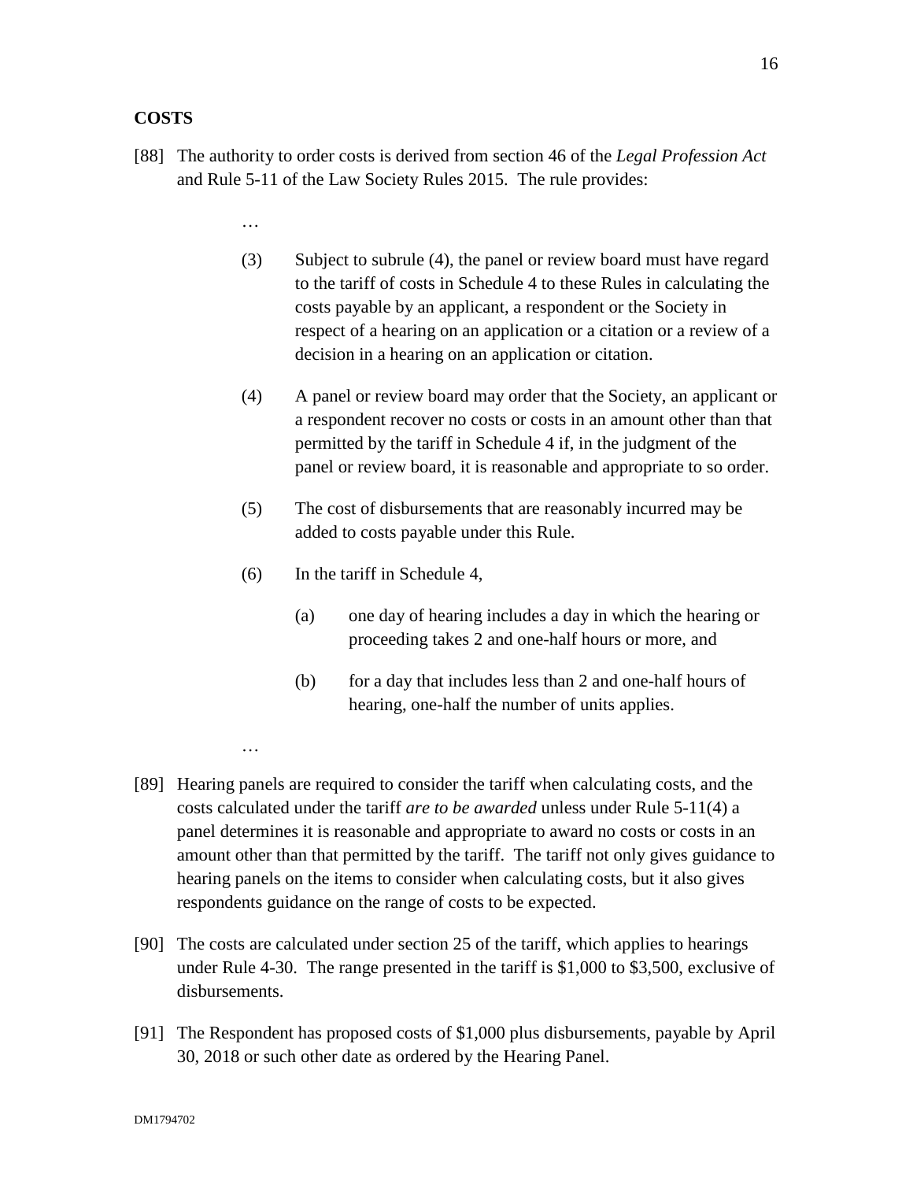## COSTS

[88] The authority to order costs is derived from section 46 of the *Legal Profession Act* and Rule 5-11 of the Law Society Rules 2015. The rule provides:

> …
>
> (3) Subject to subrule (4), the panel or review board must have regard to the tariff of costs in Schedule 4 to these Rules in calculating the costs payable by an applicant, a respondent or the Society in respect of a hearing on an application or a citation or a review of a decision in a hearing on an application or citation.
>
> (4) A panel or review board may order that the Society, an applicant or a respondent recover no costs or costs in an amount other than that permitted by the tariff in Schedule 4 if, in the judgment of the panel or review board, it is reasonable and appropriate to so order.
>
> (5) The cost of disbursements that are reasonably incurred may be added to costs payable under this Rule.
>
> (6) In the tariff in Schedule 4,
>
> (a) one day of hearing includes a day in which the hearing or proceeding takes 2 and one-half hours or more, and
>
> (b) for a day that includes less than 2 and one-half hours of hearing, one-half the number of units applies.
>
> …

[89] Hearing panels are required to consider the tariff when calculating costs, and the costs calculated under the tariff *are to be awarded* unless under Rule 5-11(4) a panel determines it is reasonable and appropriate to award no costs or costs in an amount other than that permitted by the tariff. The tariff not only gives guidance to hearing panels on the items to consider when calculating costs, but it also gives respondents guidance on the range of costs to be expected.

[90] The costs are calculated under section 25 of the tariff, which applies to hearings under Rule 4-30. The range presented in the tariff is $1,000 to $3,500, exclusive of disbursements.

[91] The Respondent has proposed costs of $1,000 plus disbursements, payable by April 30, 2018 or such other date as ordered by the Hearing Panel.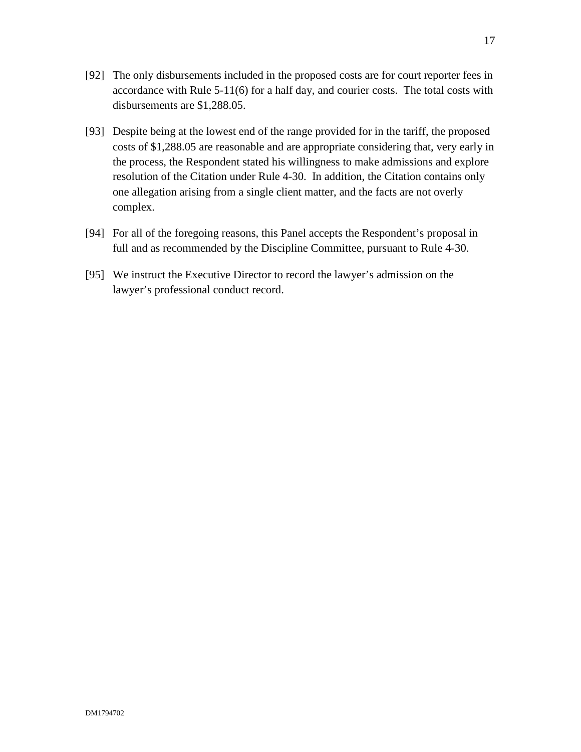[92] The only disbursements included in the proposed costs are for court reporter fees in accordance with Rule 5-11(6) for a half day, and courier costs. The total costs with disbursements are $1,288.05.

[93] Despite being at the lowest end of the range provided for in the tariff, the proposed costs of $1,288.05 are reasonable and are appropriate considering that, very early in the process, the Respondent stated his willingness to make admissions and explore resolution of the Citation under Rule 4-30. In addition, the Citation contains only one allegation arising from a single client matter, and the facts are not overly complex.

[94] For all of the foregoing reasons, this Panel accepts the Respondent's proposal in full and as recommended by the Discipline Committee, pursuant to Rule 4-30.

[95] We instruct the Executive Director to record the lawyer's admission on the lawyer's professional conduct record.

DM1794702